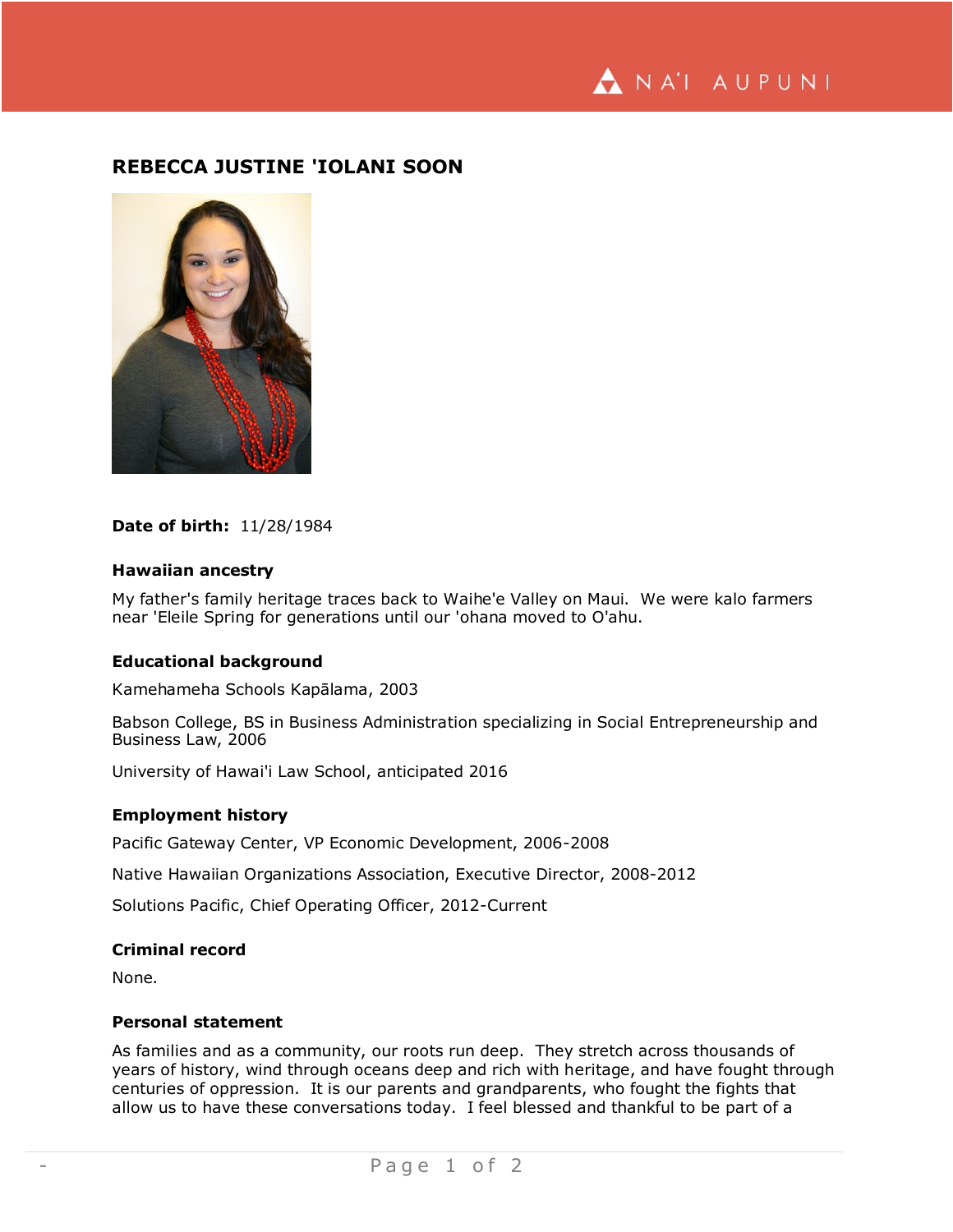# REBECCA JUSTINE 'IOLANI SOON

**Date of birth:** 11/28/1984

### Hawaiian ancestry

My father's family heritage traces back to Waihe'e Valley on Maui. We were kalo farmers near 'Eleile Spring for generations until our 'ohana moved to O'ahu.

### Educational background

Kamehameha Schools Kapālama, 2003

Babson College, BS in Business Administration specializing in Social Entrepreneurship and Business Law, 2006

University of Hawai'i Law School, anticipated 2016

### Employment history

Pacific Gateway Center, VP Economic Development, 2006-2008

Native Hawaiian Organizations Association, Executive Director, 2008-2012

Solutions Pacific, Chief Operating Officer, 2012-Current

### Criminal record

None.

### Personal statement

As families and as a community, our roots run deep. They stretch across thousands of years of history, wind through oceans deep and rich with heritage, and have fought through centuries of oppression. It is our parents and grandparents, who fought the fights that allow us to have these conversations today. I feel blessed and thankful to be part of a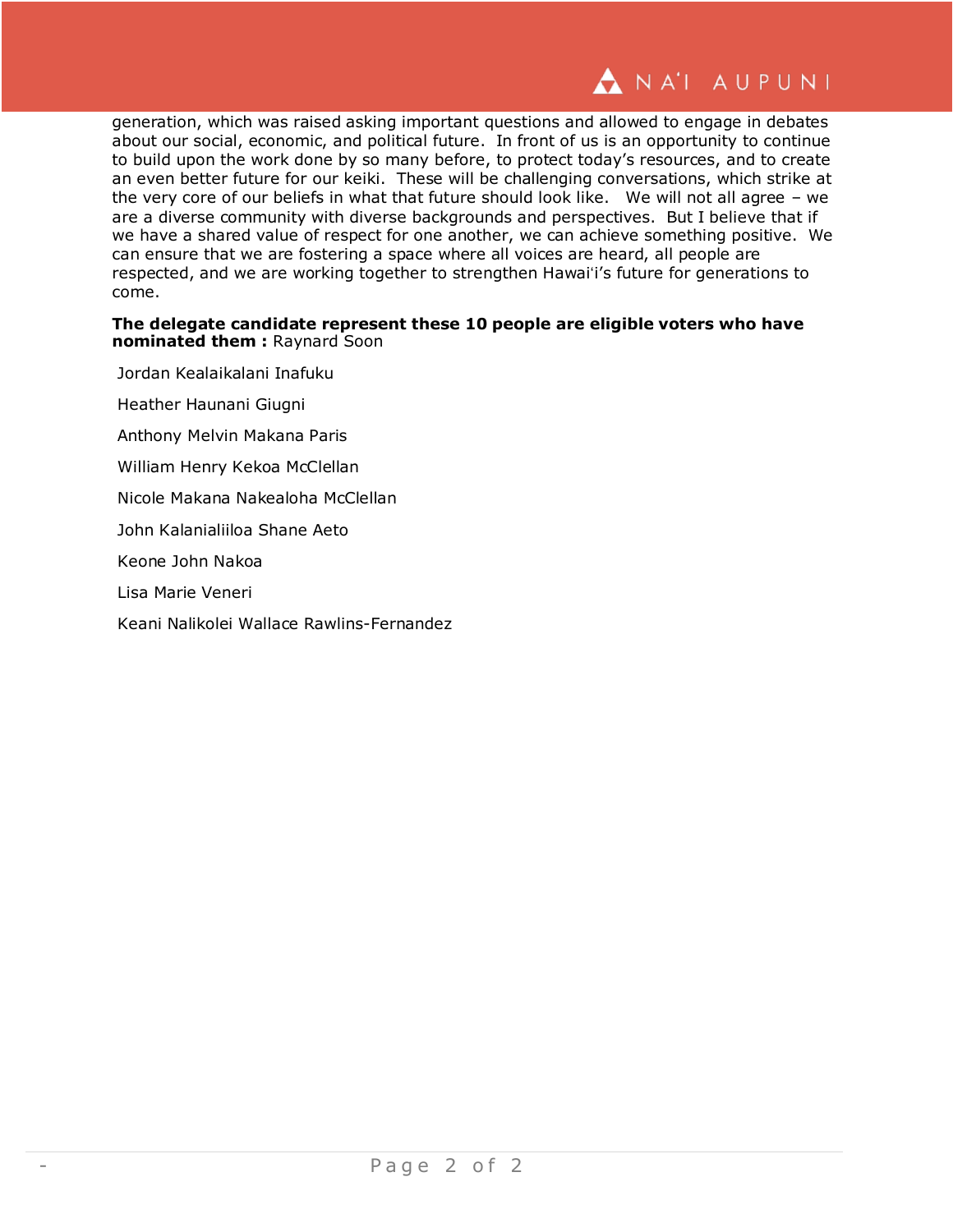generation, which was raised asking important questions and allowed to engage in debates about our social, economic, and political future. In front of us is an opportunity to continue to build upon the work done by so many before, to protect today's resources, and to create an even better future for our keiki. These will be challenging conversations, which strike at the very core of our beliefs in what that future should look like. We will not all agree – we are a diverse community with diverse backgrounds and perspectives. But I believe that if we have a shared value of respect for one another, we can achieve something positive. We can ensure that we are fostering a space where all voices are heard, all people are respected, and we are working together to strengthen Hawaiʻi's future for generations to come.

**The delegate candidate represent these 10 people are eligible voters who have nominated them :** Raynard Soon

Jordan Kealaikalani Inafuku

Heather Haunani Giugni

Anthony Melvin Makana Paris

William Henry Kekoa McClellan

Nicole Makana Nakealoha McClellan

John Kalanialiiloa Shane Aeto

Keone John Nakoa

Lisa Marie Veneri

Keani Nalikolei Wallace Rawlins-Fernandez